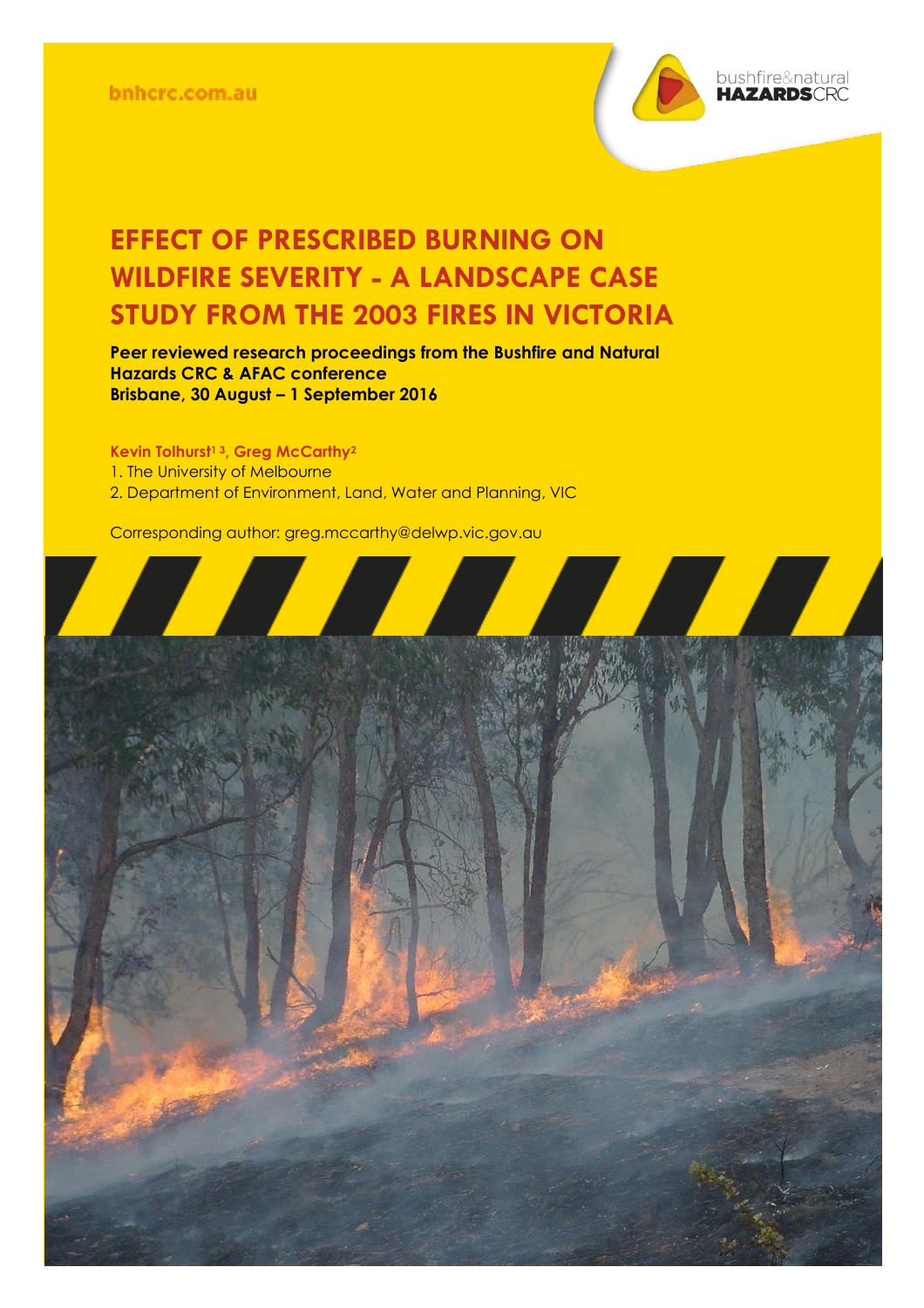bnhcrc.com.au

# EFFECT OF PRESCRIBED BURNING ON WILDFIRE SEVERITY - A LANDSCAPE CASE STUDY FROM THE 2003 FIRES IN VICTORIA

**Peer reviewed research proceedings from the Bushfire and Natural Hazards CRC & AFAC conference**
**Brisbane, 30 August – 1 September 2016**

**Kevin Tolhurst[1 3], Greg McCarthy[2]**

1. The University of Melbourne
2. Department of Environment, Land, Water and Planning, VIC

Corresponding author: greg.mccarthy@delwp.vic.gov.au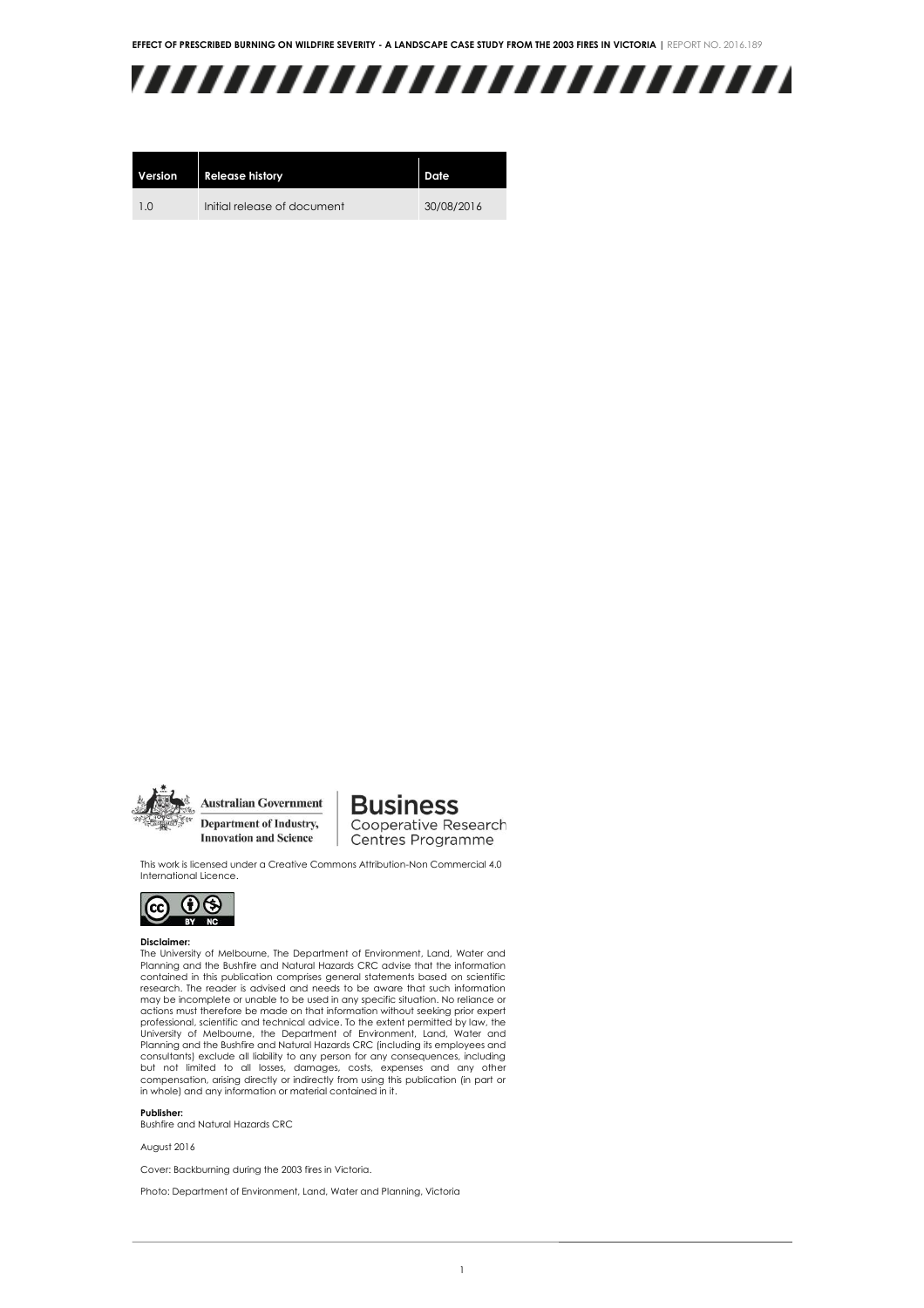| Version | Release history | Date |
|---|---|---|
| 1.0 | Initial release of document | 30/08/2016 |

Australian Government
Department of Industry, Innovation and Science

Business Cooperative Research Centres Programme

This work is licensed under a Creative Commons Attribution-Non Commercial 4.0 International Licence.

**Disclaimer:**
The University of Melbourne, The Department of Environment, Land, Water and Planning and the Bushfire and Natural Hazards CRC advise that the information contained in this publication comprises general statements based on scientific research. The reader is advised and needs to be aware that such information may be incomplete or unable to be used in any specific situation. No reliance or actions must therefore be made on that information without seeking prior expert professional, scientific and technical advice. To the extent permitted by law, the University of Melbourne, the Department of Environment, Land, Water and Planning and the Bushfire and Natural Hazards CRC (including its employees and consultants) exclude all liability to any person for any consequences, including but not limited to all losses, damages, costs, expenses and any other compensation, arising directly or indirectly from using this publication (in part or in whole) and any information or material contained in it.

**Publisher:**
Bushfire and Natural Hazards CRC

August 2016

Cover: Backburning during the 2003 fires in Victoria.

Photo: Department of Environment, Land, Water and Planning, Victoria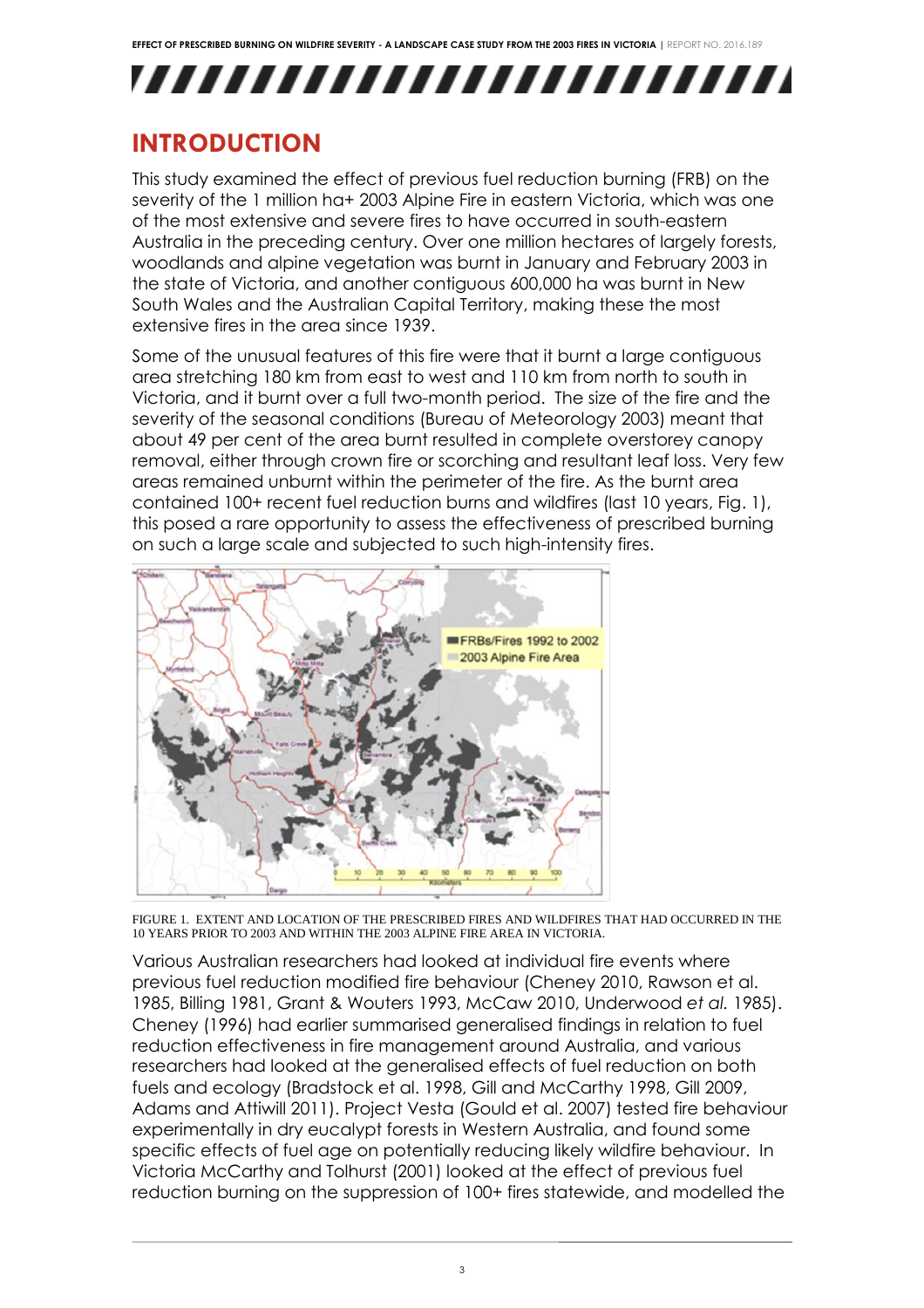# INTRODUCTION

This study examined the effect of previous fuel reduction burning (FRB) on the severity of the 1 million ha+ 2003 Alpine Fire in eastern Victoria, which was one of the most extensive and severe fires to have occurred in south-eastern Australia in the preceding century. Over one million hectares of largely forests, woodlands and alpine vegetation was burnt in January and February 2003 in the state of Victoria, and another contiguous 600,000 ha was burnt in New South Wales and the Australian Capital Territory, making these the most extensive fires in the area since 1939.

Some of the unusual features of this fire were that it burnt a large contiguous area stretching 180 km from east to west and 110 km from north to south in Victoria, and it burnt over a full two-month period. The size of the fire and the severity of the seasonal conditions (Bureau of Meteorology 2003) meant that about 49 per cent of the area burnt resulted in complete overstorey canopy removal, either through crown fire or scorching and resultant leaf loss. Very few areas remained unburnt within the perimeter of the fire. As the burnt area contained 100+ recent fuel reduction burns and wildfires (last 10 years, Fig. 1), this posed a rare opportunity to assess the effectiveness of prescribed burning on such a large scale and subjected to such high-intensity fires.

FIGURE 1. EXTENT AND LOCATION OF THE PRESCRIBED FIRES AND WILDFIRES THAT HAD OCCURRED IN THE 10 YEARS PRIOR TO 2003 AND WITHIN THE 2003 ALPINE FIRE AREA IN VICTORIA.

Various Australian researchers had looked at individual fire events where previous fuel reduction modified fire behaviour (Cheney 2010, Rawson et al. 1985, Billing 1981, Grant & Wouters 1993, McCaw 2010, Underwood *et al.* 1985). Cheney (1996) had earlier summarised generalised findings in relation to fuel reduction effectiveness in fire management around Australia, and various researchers had looked at the generalised effects of fuel reduction on both fuels and ecology (Bradstock et al. 1998, Gill and McCarthy 1998, Gill 2009, Adams and Attiwill 2011). Project Vesta (Gould et al. 2007) tested fire behaviour experimentally in dry eucalypt forests in Western Australia, and found some specific effects of fuel age on potentially reducing likely wildfire behaviour. In Victoria McCarthy and Tolhurst (2001) looked at the effect of previous fuel reduction burning on the suppression of 100+ fires statewide, and modelled the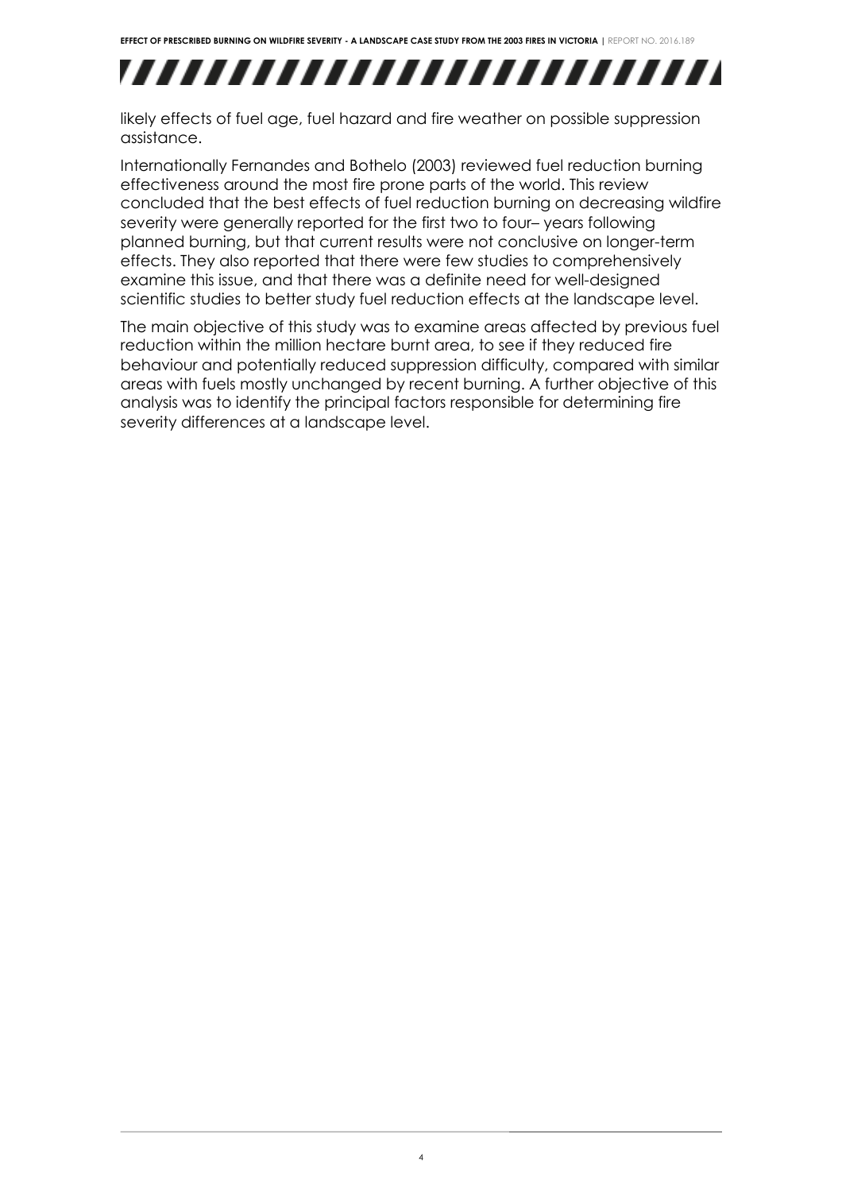likely effects of fuel age, fuel hazard and fire weather on possible suppression assistance.

Internationally Fernandes and Bothelo (2003) reviewed fuel reduction burning effectiveness around the most fire prone parts of the world. This review concluded that the best effects of fuel reduction burning on decreasing wildfire severity were generally reported for the first two to four– years following planned burning, but that current results were not conclusive on longer-term effects. They also reported that there were few studies to comprehensively examine this issue, and that there was a definite need for well-designed scientific studies to better study fuel reduction effects at the landscape level.

The main objective of this study was to examine areas affected by previous fuel reduction within the million hectare burnt area, to see if they reduced fire behaviour and potentially reduced suppression difficulty, compared with similar areas with fuels mostly unchanged by recent burning. A further objective of this analysis was to identify the principal factors responsible for determining fire severity differences at a landscape level.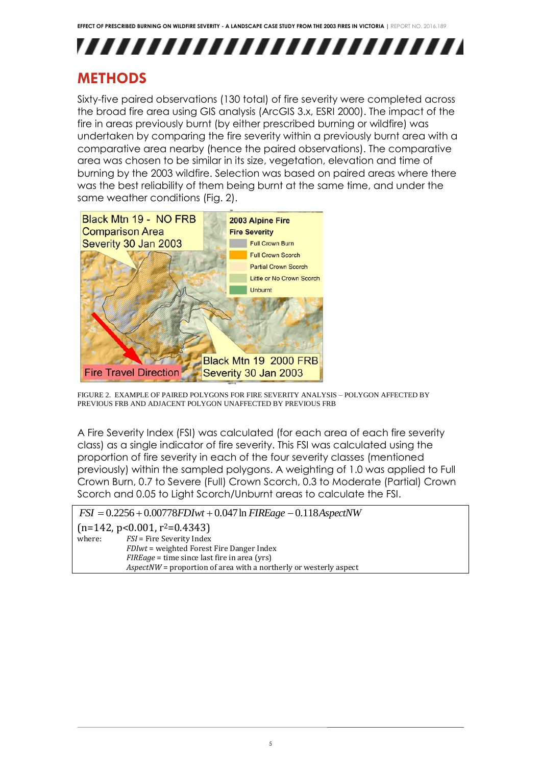# METHODS

Sixty-five paired observations (130 total) of fire severity were completed across the broad fire area using GIS analysis (ArcGIS 3.x, ESRI 2000). The impact of the fire in areas previously burnt (by either prescribed burning or wildfire) was undertaken by comparing the fire severity within a previously burnt area with a comparative area nearby (hence the paired observations). The comparative area was chosen to be similar in its size, vegetation, elevation and time of burning by the 2003 wildfire. Selection was based on paired areas where there was the best reliability of them being burnt at the same time, and under the same weather conditions (Fig. 2).

FIGURE 2. EXAMPLE OF PAIRED POLYGONS FOR FIRE SEVERITY ANALYSIS – POLYGON AFFECTED BY PREVIOUS FRB AND ADJACENT POLYGON UNAFFECTED BY PREVIOUS FRB

A Fire Severity Index (FSI) was calculated (for each area of each fire severity class) as a single indicator of fire severity. This FSI was calculated using the proportion of fire severity in each of the four severity classes (mentioned previously) within the sampled polygons. A weighting of 1.0 was applied to Full Crown Burn, 0.7 to Severe (Full) Crown Scorch, 0.3 to Moderate (Partial) Crown Scorch and 0.05 to Light Scorch/Unburnt areas to calculate the FSI.

$$FSI = 0.2256 + 0.00778 FDIwt + 0.047 \ln FIREage - 0.118 AspectNW$$

($n=142$, $p<0.001$, $r^2=0.4343$)

where:
- $FSI$ = Fire Severity Index
- $FDIwt$ = weighted Forest Fire Danger Index
- $FIREage$ = time since last fire in area (yrs)
- $AspectNW$ = proportion of area with a northerly or westerly aspect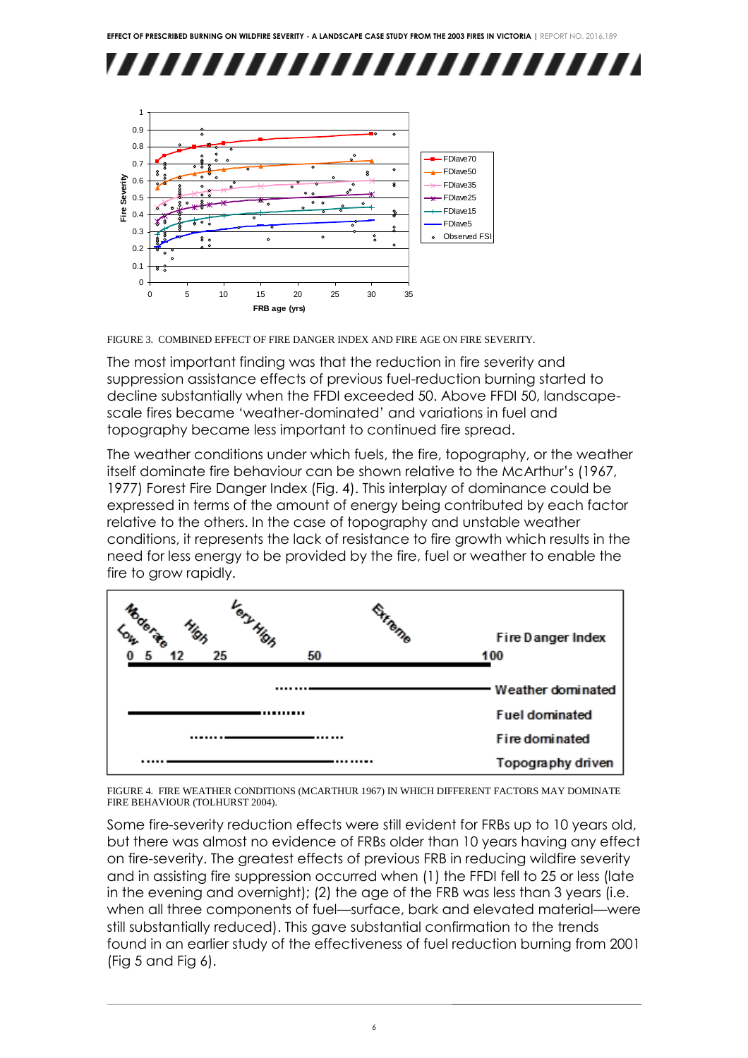FIGURE 3. COMBINED EFFECT OF FIRE DANGER INDEX AND FIRE AGE ON FIRE SEVERITY.

The most important finding was that the reduction in fire severity and suppression assistance effects of previous fuel-reduction burning started to decline substantially when the FFDI exceeded 50. Above FFDI 50, landscape-scale fires became 'weather-dominated' and variations in fuel and topography became less important to continued fire spread.

The weather conditions under which fuels, the fire, topography, or the weather itself dominate fire behaviour can be shown relative to the McArthur's (1967, 1977) Forest Fire Danger Index (Fig. 4). This interplay of dominance could be expressed in terms of the amount of energy being contributed by each factor relative to the others. In the case of topography and unstable weather conditions, it represents the lack of resistance to fire growth which results in the need for less energy to be provided by the fire, fuel or weather to enable the fire to grow rapidly.

FIGURE 4. FIRE WEATHER CONDITIONS (MCARTHUR 1967) IN WHICH DIFFERENT FACTORS MAY DOMINATE FIRE BEHAVIOUR (TOLHURST 2004).

Some fire-severity reduction effects were still evident for FRBs up to 10 years old, but there was almost no evidence of FRBs older than 10 years having any effect on fire-severity. The greatest effects of previous FRB in reducing wildfire severity and in assisting fire suppression occurred when (1) the FFDI fell to 25 or less (late in the evening and overnight); (2) the age of the FRB was less than 3 years (i.e. when all three components of fuel—surface, bark and elevated material—were still substantially reduced). This gave substantial confirmation to the trends found in an earlier study of the effectiveness of fuel reduction burning from 2001 (Fig 5 and Fig 6).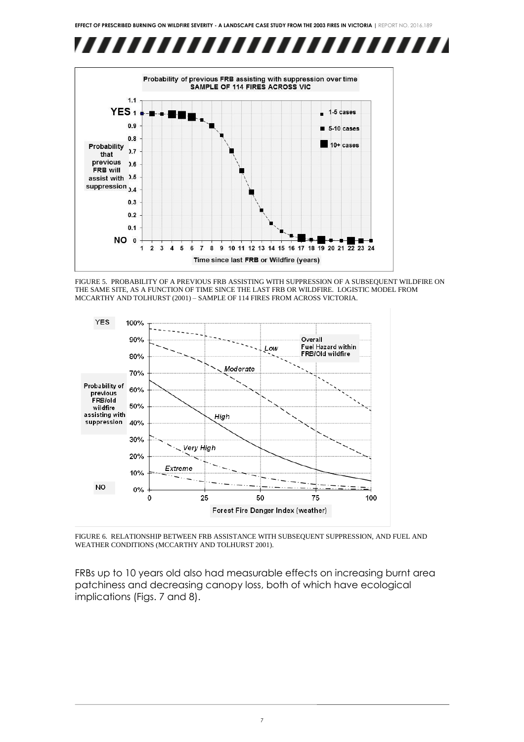FIGURE 5. PROBABILITY OF A PREVIOUS FRB ASSISTING WITH SUPPRESSION OF A SUBSEQUENT WILDFIRE ON THE SAME SITE, AS A FUNCTION OF TIME SINCE THE LAST FRB OR WILDFIRE. LOGISTIC MODEL FROM MCCARTHY AND TOLHURST (2001) – SAMPLE OF 114 FIRES FROM ACROSS VICTORIA.

FIGURE 6. RELATIONSHIP BETWEEN FRB ASSISTANCE WITH SUBSEQUENT SUPPRESSION, AND FUEL AND WEATHER CONDITIONS (MCCARTHY AND TOLHURST 2001).

FRBs up to 10 years old also had measurable effects on increasing burnt area patchiness and decreasing canopy loss, both of which have ecological implications (Figs. 7 and 8).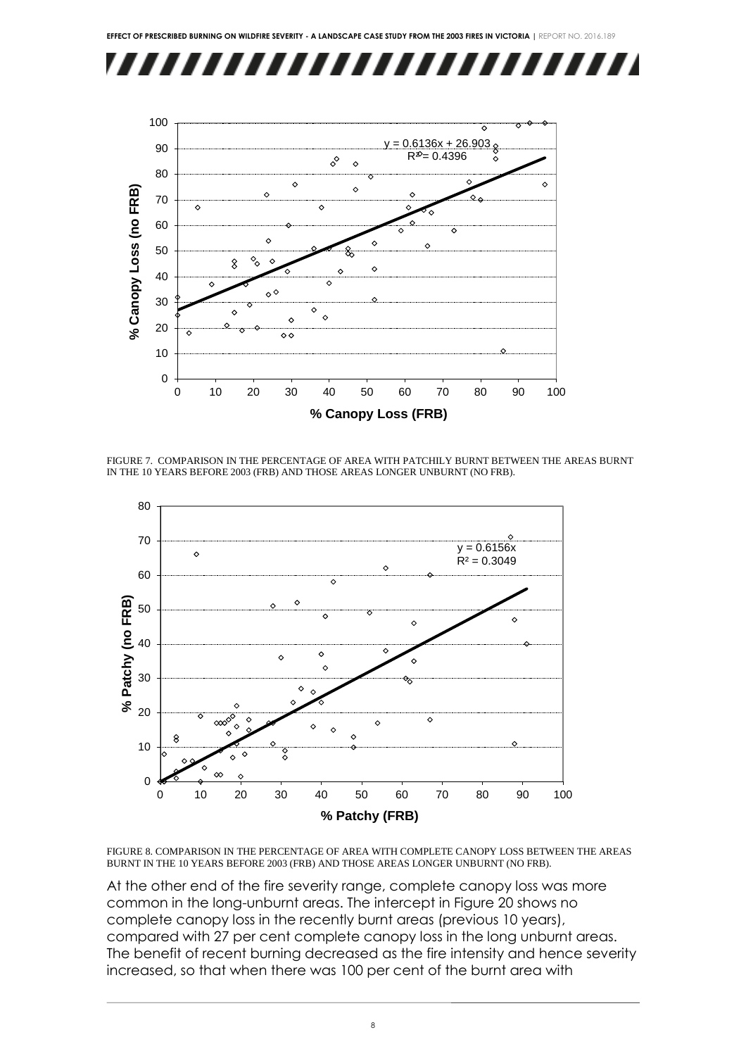FIGURE 7. COMPARISON IN THE PERCENTAGE OF AREA WITH PATCHILY BURNT BETWEEN THE AREAS BURNT IN THE 10 YEARS BEFORE 2003 (FRB) AND THOSE AREAS LONGER UNBURNT (NO FRB).

FIGURE 8. COMPARISON IN THE PERCENTAGE OF AREA WITH COMPLETE CANOPY LOSS BETWEEN THE AREAS BURNT IN THE 10 YEARS BEFORE 2003 (FRB) AND THOSE AREAS LONGER UNBURNT (NO FRB).

At the other end of the fire severity range, complete canopy loss was more common in the long-unburnt areas. The intercept in Figure 20 shows no complete canopy loss in the recently burnt areas (previous 10 years), compared with 27 per cent complete canopy loss in the long unburnt areas. The benefit of recent burning decreased as the fire intensity and hence severity increased, so that when there was 100 per cent of the burnt area with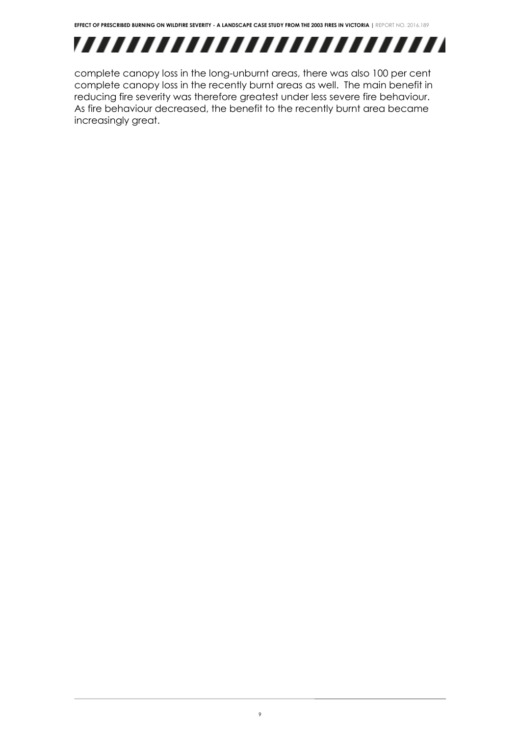complete canopy loss in the long-unburnt areas, there was also 100 per cent complete canopy loss in the recently burnt areas as well. The main benefit in reducing fire severity was therefore greatest under less severe fire behaviour. As fire behaviour decreased, the benefit to the recently burnt area became increasingly great.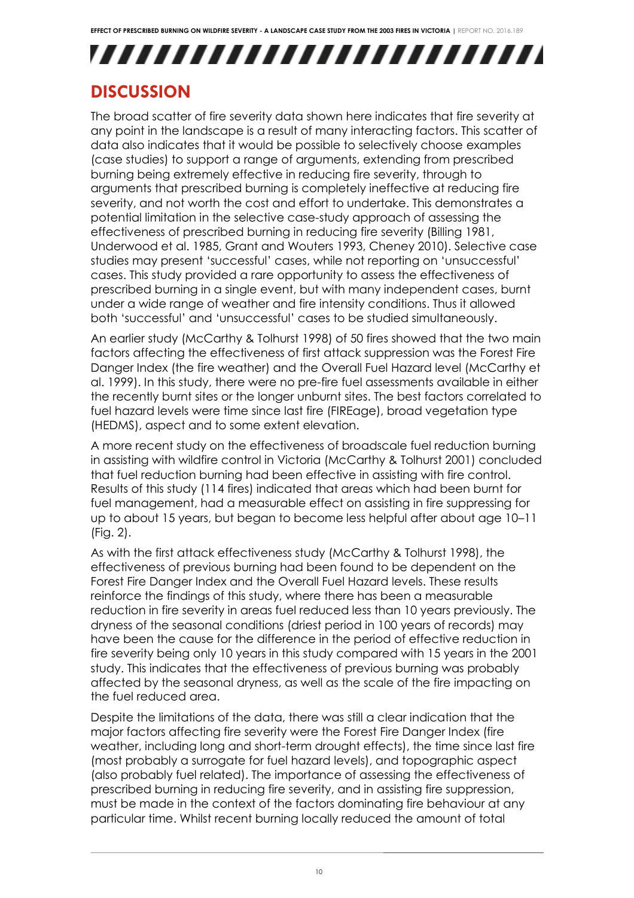## DISCUSSION

The broad scatter of fire severity data shown here indicates that fire severity at any point in the landscape is a result of many interacting factors. This scatter of data also indicates that it would be possible to selectively choose examples (case studies) to support a range of arguments, extending from prescribed burning being extremely effective in reducing fire severity, through to arguments that prescribed burning is completely ineffective at reducing fire severity, and not worth the cost and effort to undertake. This demonstrates a potential limitation in the selective case-study approach of assessing the effectiveness of prescribed burning in reducing fire severity (Billing 1981, Underwood et al. 1985, Grant and Wouters 1993, Cheney 2010). Selective case studies may present 'successful' cases, while not reporting on 'unsuccessful' cases. This study provided a rare opportunity to assess the effectiveness of prescribed burning in a single event, but with many independent cases, burnt under a wide range of weather and fire intensity conditions. Thus it allowed both 'successful' and 'unsuccessful' cases to be studied simultaneously.

An earlier study (McCarthy & Tolhurst 1998) of 50 fires showed that the two main factors affecting the effectiveness of first attack suppression was the Forest Fire Danger Index (the fire weather) and the Overall Fuel Hazard level (McCarthy et al. 1999). In this study, there were no pre-fire fuel assessments available in either the recently burnt sites or the longer unburnt sites. The best factors correlated to fuel hazard levels were time since last fire (FIREage), broad vegetation type (HEDMS), aspect and to some extent elevation.

A more recent study on the effectiveness of broadscale fuel reduction burning in assisting with wildfire control in Victoria (McCarthy & Tolhurst 2001) concluded that fuel reduction burning had been effective in assisting with fire control. Results of this study (114 fires) indicated that areas which had been burnt for fuel management, had a measurable effect on assisting in fire suppressing for up to about 15 years, but began to become less helpful after about age 10–11 (Fig. 2).

As with the first attack effectiveness study (McCarthy & Tolhurst 1998), the effectiveness of previous burning had been found to be dependent on the Forest Fire Danger Index and the Overall Fuel Hazard levels. These results reinforce the findings of this study, where there has been a measurable reduction in fire severity in areas fuel reduced less than 10 years previously. The dryness of the seasonal conditions (driest period in 100 years of records) may have been the cause for the difference in the period of effective reduction in fire severity being only 10 years in this study compared with 15 years in the 2001 study. This indicates that the effectiveness of previous burning was probably affected by the seasonal dryness, as well as the scale of the fire impacting on the fuel reduced area.

Despite the limitations of the data, there was still a clear indication that the major factors affecting fire severity were the Forest Fire Danger Index (fire weather, including long and short-term drought effects), the time since last fire (most probably a surrogate for fuel hazard levels), and topographic aspect (also probably fuel related). The importance of assessing the effectiveness of prescribed burning in reducing fire severity, and in assisting fire suppression, must be made in the context of the factors dominating fire behaviour at any particular time. Whilst recent burning locally reduced the amount of total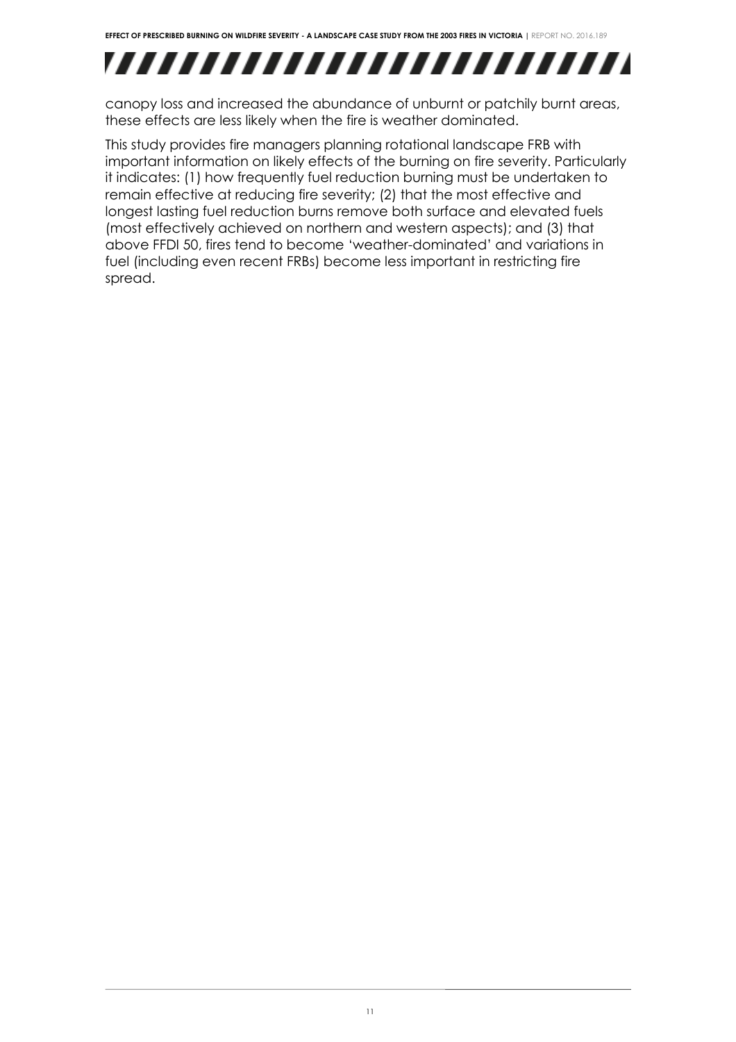canopy loss and increased the abundance of unburnt or patchily burnt areas, these effects are less likely when the fire is weather dominated.

This study provides fire managers planning rotational landscape FRB with important information on likely effects of the burning on fire severity. Particularly it indicates: (1) how frequently fuel reduction burning must be undertaken to remain effective at reducing fire severity; (2) that the most effective and longest lasting fuel reduction burns remove both surface and elevated fuels (most effectively achieved on northern and western aspects); and (3) that above FFDI 50, fires tend to become 'weather-dominated' and variations in fuel (including even recent FRBs) become less important in restricting fire spread.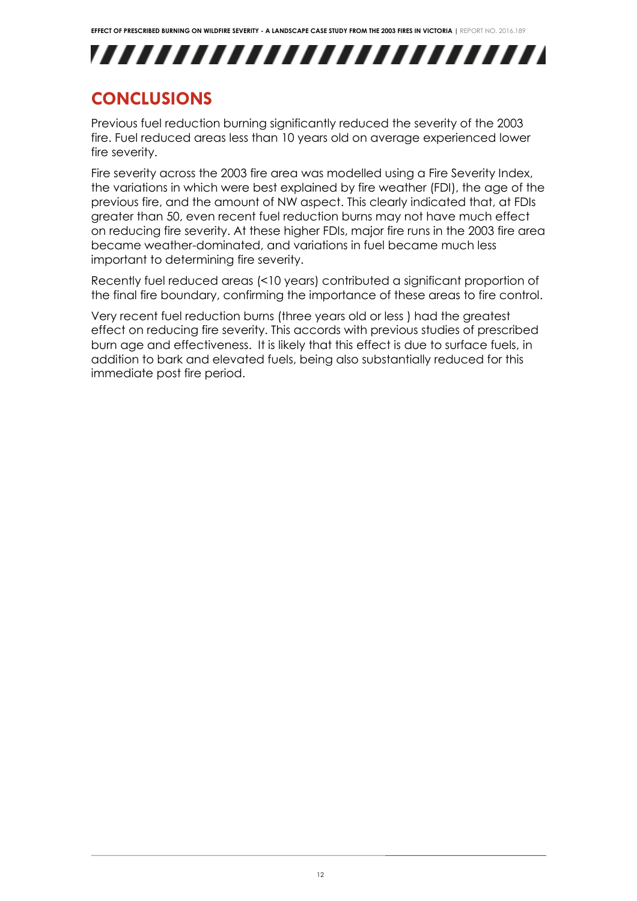## CONCLUSIONS

Previous fuel reduction burning significantly reduced the severity of the 2003 fire. Fuel reduced areas less than 10 years old on average experienced lower fire severity.

Fire severity across the 2003 fire area was modelled using a Fire Severity Index, the variations in which were best explained by fire weather (FDI), the age of the previous fire, and the amount of NW aspect. This clearly indicated that, at FDIs greater than 50, even recent fuel reduction burns may not have much effect on reducing fire severity. At these higher FDIs, major fire runs in the 2003 fire area became weather-dominated, and variations in fuel became much less important to determining fire severity.

Recently fuel reduced areas (<10 years) contributed a significant proportion of the final fire boundary, confirming the importance of these areas to fire control.

Very recent fuel reduction burns (three years old or less ) had the greatest effect on reducing fire severity. This accords with previous studies of prescribed burn age and effectiveness. It is likely that this effect is due to surface fuels, in addition to bark and elevated fuels, being also substantially reduced for this immediate post fire period.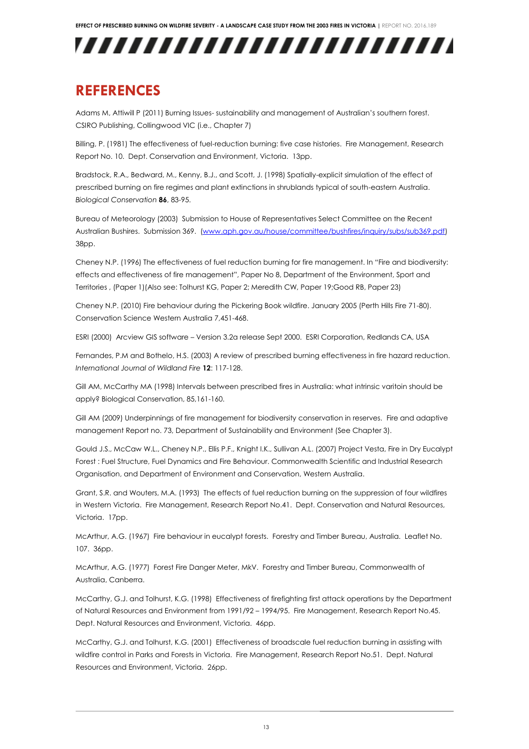# REFERENCES

Adams M, Attiwill P (2011) Burning Issues- sustainability and management of Australian's southern forest. CSIRO Publishing, Collingwood VIC (i.e., Chapter 7)

Billing, P. (1981) The effectiveness of fuel-reduction burning: five case histories. Fire Management, Research Report No. 10. Dept. Conservation and Environment, Victoria. 13pp.

Bradstock, R.A., Bedward, M., Kenny, B.J., and Scott, J. (1998) Spatially-explicit simulation of the effect of prescribed burning on fire regimes and plant extinctions in shrublands typical of south-eastern Australia. *Biological Conservation* **86**, 83-95.

Bureau of Meteorology (2003) Submission to House of Representatives Select Committee on the Recent Australian Bushires. Submission 369. (www.aph.gov.au/house/committee/bushfires/inquiry/subs/sub369.pdf) 38pp.

Cheney N.P. (1996) The effectiveness of fuel reduction burning for fire management. In "Fire and biodiversity: effects and effectiveness of fire management", Paper No 8, Department of the Environment, Sport and Territories , (Paper 1)(Also see: Tolhurst KG, Paper 2; Meredith CW, Paper 19;Good RB, Paper 23)

Cheney N.P. (2010) Fire behaviour during the Pickering Book wildfire. January 2005 (Perth Hills Fire 71-80). Conservation Science Western Australia 7,451-468.

ESRI (2000) Arcview GIS software – Version 3.2a release Sept 2000. ESRI Corporation, Redlands CA, USA

Fernandes, P.M and Bothelo, H.S. (2003) A review of prescribed burning effectiveness in fire hazard reduction. *International Journal of Wildland Fire* **12**: 117-128.

Gill AM, McCarthy MA (1998) Intervals between prescribed fires in Australia: what intrinsic varitoin should be apply? Biological Conservation, 85,161-160.

Gill AM (2009) Underpinnings of fire management for biodiversity conservation in reserves. Fire and adaptive management Report no. 73, Department of Sustainability and Environment (See Chapter 3).

Gould J.S., McCaw W.L., Cheney N.P., Ellis P.F., Knight I.K., Sullivan A.L. (2007) Project Vesta, Fire in Dry Eucalypt Forest : Fuel Structure, Fuel Dynamics and Fire Behaviour. Commonwealth Scientific and Industrial Research Organisation, and Department of Environment and Conservation, Western Australia.

Grant, S.R. and Wouters, M.A. (1993) The effects of fuel reduction burning on the suppression of four wildfires in Western Victoria. Fire Management, Research Report No.41. Dept. Conservation and Natural Resources, Victoria. 17pp.

McArthur, A.G. (1967) Fire behaviour in eucalypt forests. Forestry and Timber Bureau, Australia. Leaflet No. 107. 36pp.

McArthur, A.G. (1977) Forest Fire Danger Meter, MkV. Forestry and Timber Bureau, Commonwealth of Australia, Canberra.

McCarthy, G.J. and Tolhurst, K.G. (1998) Effectiveness of firefighting first attack operations by the Department of Natural Resources and Environment from 1991/92 – 1994/95. Fire Management, Research Report No.45. Dept. Natural Resources and Environment, Victoria. 46pp.

McCarthy, G.J. and Tolhurst, K.G. (2001) Effectiveness of broadscale fuel reduction burning in assisting with wildfire control in Parks and Forests in Victoria. Fire Management, Research Report No.51. Dept. Natural Resources and Environment, Victoria. 26pp.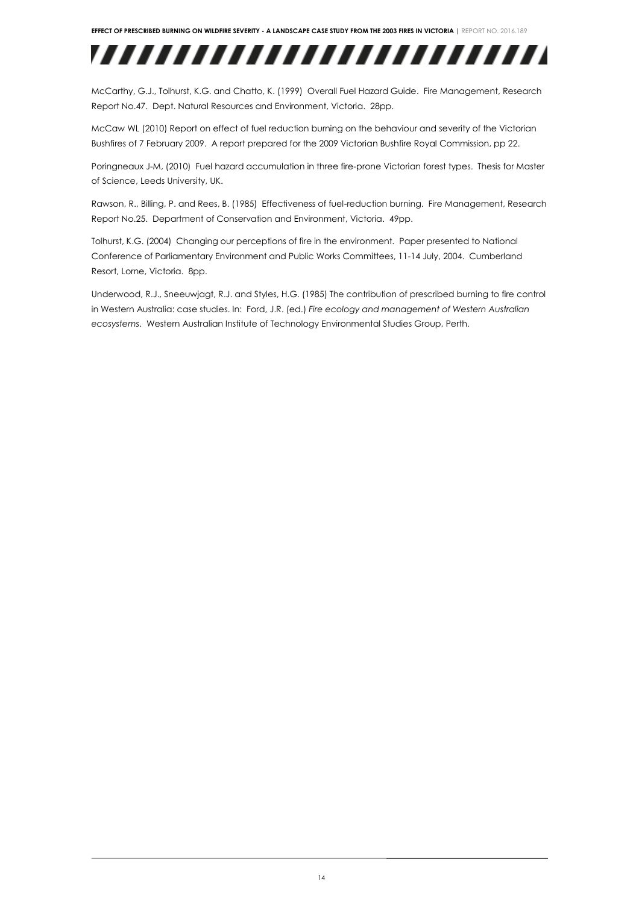McCarthy, G.J., Tolhurst, K.G. and Chatto, K. (1999) Overall Fuel Hazard Guide. Fire Management, Research Report No.47. Dept. Natural Resources and Environment, Victoria. 28pp.

McCaw WL (2010) Report on effect of fuel reduction burning on the behaviour and severity of the Victorian Bushfires of 7 February 2009. A report prepared for the 2009 Victorian Bushfire Royal Commission, pp 22.

Poringneaux J-M, (2010) Fuel hazard accumulation in three fire-prone Victorian forest types. Thesis for Master of Science, Leeds University, UK.

Rawson, R., Billing, P. and Rees, B. (1985) Effectiveness of fuel-reduction burning. Fire Management, Research Report No.25. Department of Conservation and Environment, Victoria. 49pp.

Tolhurst, K.G. (2004) Changing our perceptions of fire in the environment. Paper presented to National Conference of Parliamentary Environment and Public Works Committees, 11-14 July, 2004. Cumberland Resort, Lorne, Victoria. 8pp.

Underwood, R.J., Sneeuwjagt, R.J. and Styles, H.G. (1985) The contribution of prescribed burning to fire control in Western Australia: case studies. In: Ford, J.R. (ed.) *Fire ecology and management of Western Australian ecosystems*. Western Australian Institute of Technology Environmental Studies Group, Perth.